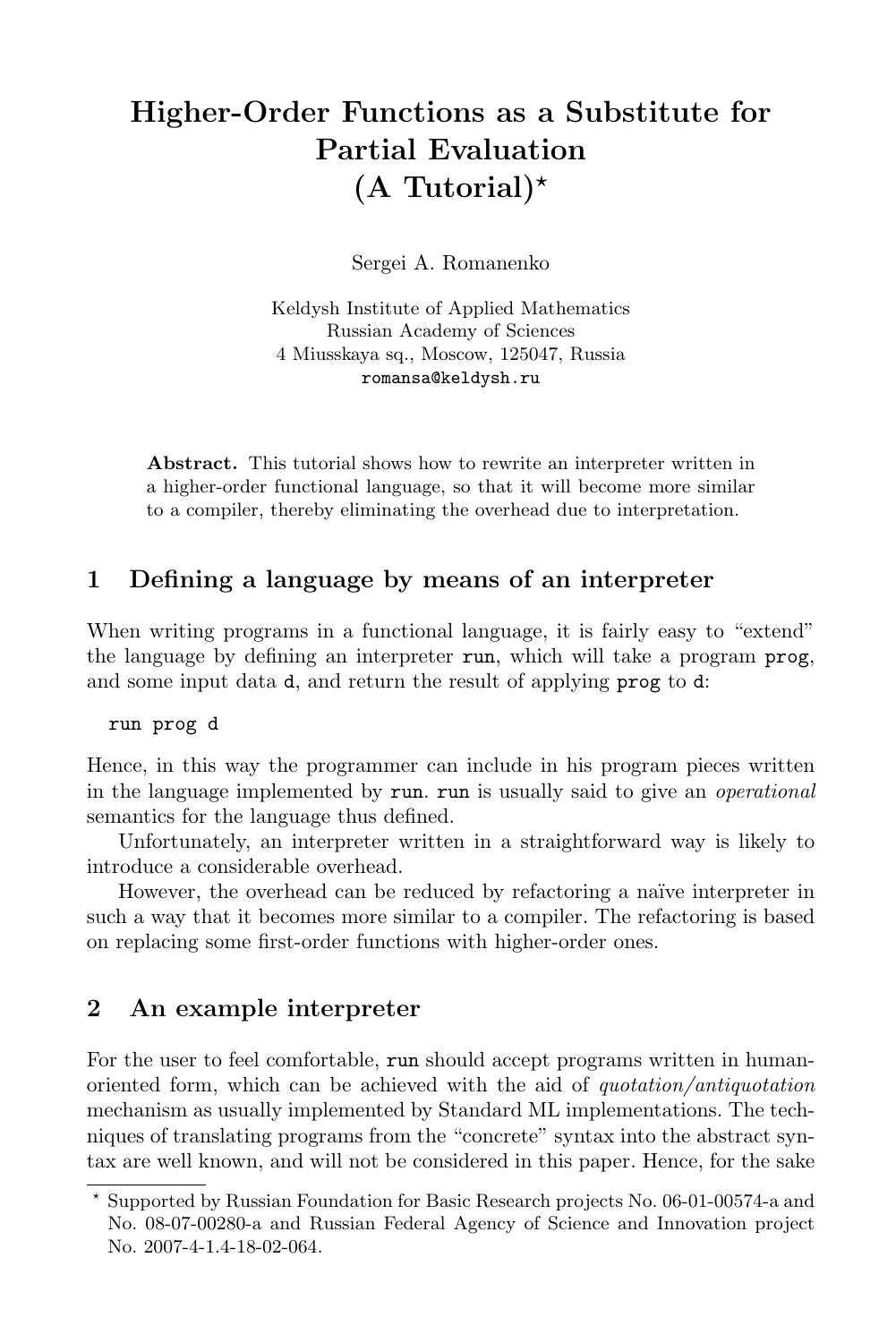# Higher-Order Functions as a Substitute for Partial Evaluation (A Tutorial)*

Sergei A. Romanenko

Keldysh Institute of Applied Mathematics
Russian Academy of Sciences
4 Miusskaya sq., Moscow, 125047, Russia
`romansa@keldysh.ru`

**Abstract.** This tutorial shows how to rewrite an interpreter written in a higher-order functional language, so that it will become more similar to a compiler, thereby eliminating the overhead due to interpretation.

## 1 Defining a language by means of an interpreter

When writing programs in a functional language, it is fairly easy to "extend" the language by defining an interpreter `run`, which will take a program `prog`, and some input data `d`, and return the result of applying `prog` to `d`:

```
run prog d
```

Hence, in this way the programmer can include in his program pieces written in the language implemented by `run`. `run` is usually said to give an *operational* semantics for the language thus defined.

Unfortunately, an interpreter written in a straightforward way is likely to introduce a considerable overhead.

However, the overhead can be reduced by refactoring a naïve interpreter in such a way that it becomes more similar to a compiler. The refactoring is based on replacing some first-order functions with higher-order ones.

## 2 An example interpreter

For the user to feel comfortable, `run` should accept programs written in human-oriented form, which can be achieved with the aid of *quotation/antiquotation* mechanism as usually implemented by Standard ML implementations. The techniques of translating programs from the "concrete" syntax into the abstract syntax are well known, and will not be considered in this paper. Hence, for the sake

* Supported by Russian Foundation for Basic Research projects No. 06-01-00574-a and No. 08-07-00280-a and Russian Federal Agency of Science and Innovation project No. 2007-4-1.4-18-02-064.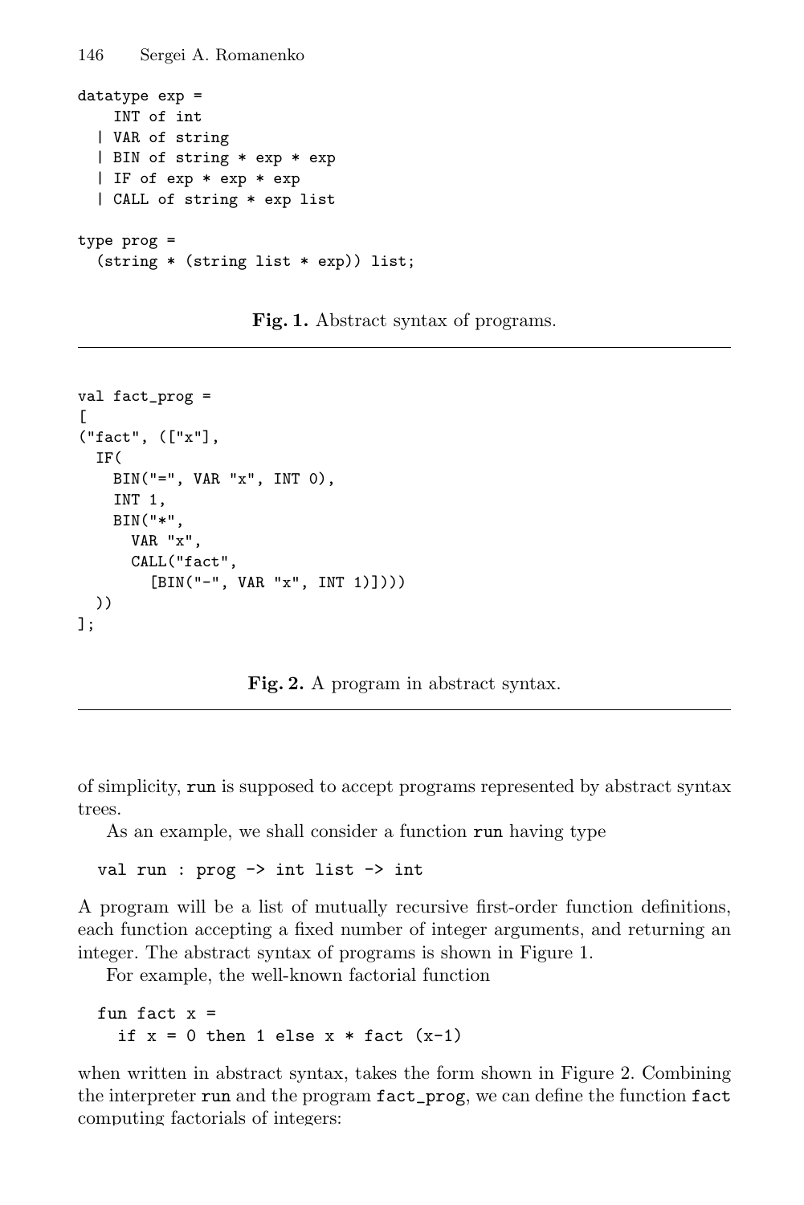```
datatype exp =
    INT of int
  | VAR of string
  | BIN of string * exp * exp
  | IF of exp * exp * exp
  | CALL of string * exp list

type prog =
  (string * (string list * exp)) list;
```

**Fig. 1.** Abstract syntax of programs.

```
val fact_prog =
[
("fact", (["x"],
  IF(
    BIN("=", VAR "x", INT 0),
    INT 1,
    BIN("*",
      VAR "x",
      CALL("fact",
        [BIN("-", VAR "x", INT 1)])))
  ))
];
```

**Fig. 2.** A program in abstract syntax.

of simplicity, `run` is supposed to accept programs represented by abstract syntax trees.

As an example, we shall consider a function `run` having type

```
val run : prog -> int list -> int
```

A program will be a list of mutually recursive first-order function definitions, each function accepting a fixed number of integer arguments, and returning an integer. The abstract syntax of programs is shown in Figure 1.

For example, the well-known factorial function

```
fun fact x =
  if x = 0 then 1 else x * fact (x-1)
```

when written in abstract syntax, takes the form shown in Figure 2. Combining the interpreter `run` and the program `fact_prog`, we can define the function `fact` computing factorials of integers: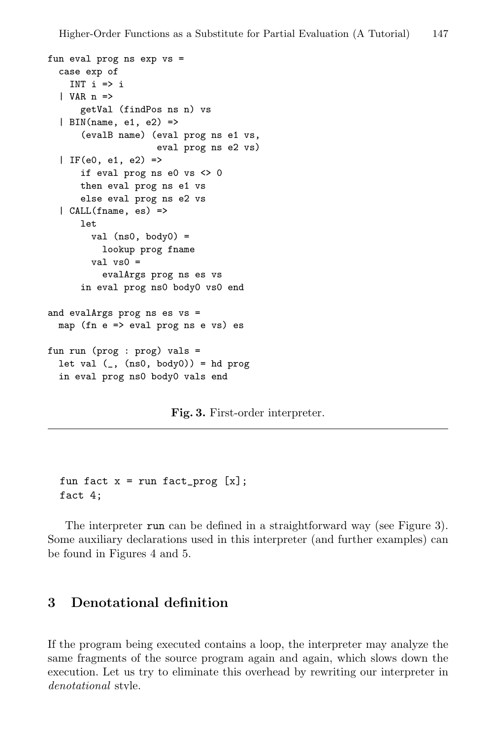```
fun eval prog ns exp vs =
  case exp of
    INT i => i
  | VAR n =>
      getVal (findPos ns n) vs
  | BIN(name, e1, e2) =>
      (evalB name) (eval prog ns e1 vs,
                    eval prog ns e2 vs)
  | IF(e0, e1, e2) =>
      if eval prog ns e0 vs <> 0
      then eval prog ns e1 vs
      else eval prog ns e2 vs
  | CALL(fname, es) =>
      let
        val (ns0, body0) =
          lookup prog fname
        val vs0 =
          evalArgs prog ns es vs
      in eval prog ns0 body0 vs0 end

and evalArgs prog ns es vs =
  map (fn e => eval prog ns e vs) es

fun run (prog : prog) vals =
  let val (_, (ns0, body0)) = hd prog
  in eval prog ns0 body0 vals end
```

**Fig. 3.** First-order interpreter.

```
fun fact x = run fact_prog [x];
fact 4;
```

The interpreter `run` can be defined in a straightforward way (see Figure 3). Some auxiliary declarations used in this interpreter (and further examples) can be found in Figures 4 and 5.

## 3 Denotational definition

If the program being executed contains a loop, the interpreter may analyze the same fragments of the source program again and again, which slows down the execution. Let us try to eliminate this overhead by rewriting our interpreter in *denotational* style.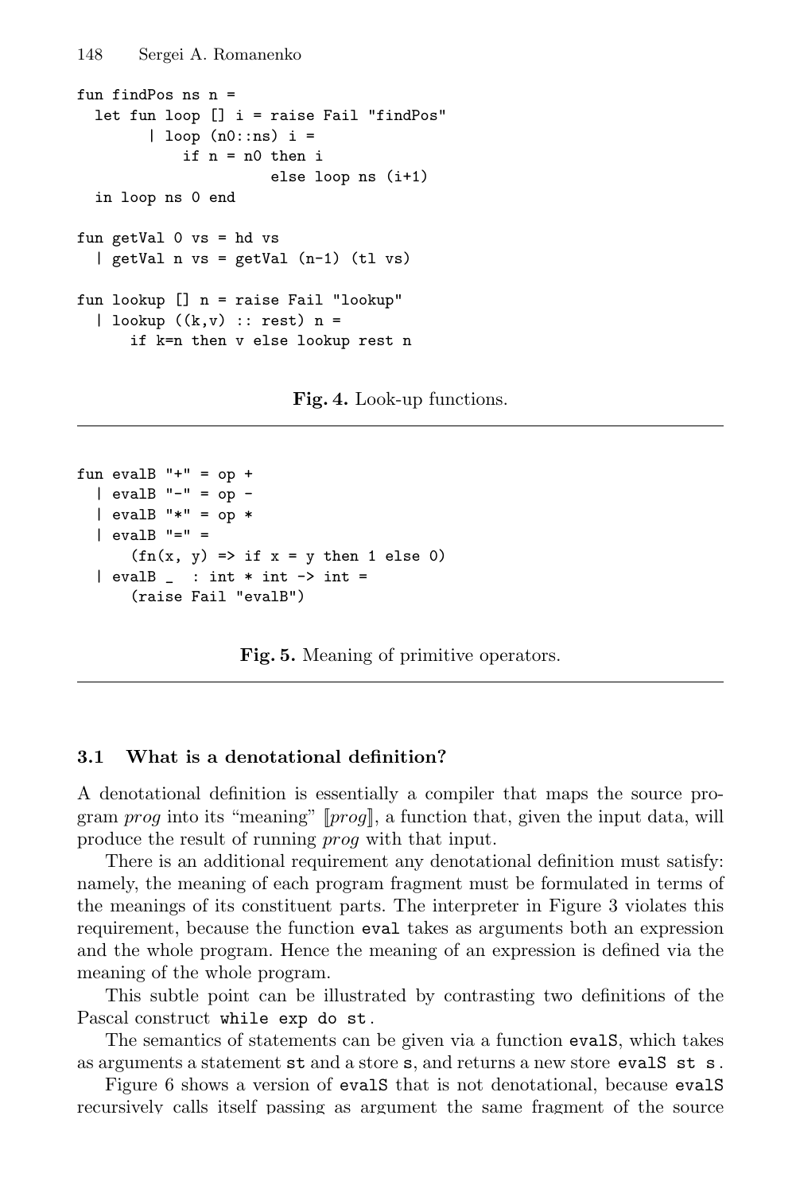```
fun findPos ns n =
  let fun loop [] i = raise Fail "findPos"
        | loop (n0::ns) i =
            if n = n0 then i
                      else loop ns (i+1)
  in loop ns 0 end

fun getVal 0 vs = hd vs
  | getVal n vs = getVal (n-1) (tl vs)

fun lookup [] n = raise Fail "lookup"
  | lookup ((k,v) :: rest) n =
      if k=n then v else lookup rest n
```

**Fig. 4.** Look-up functions.

```
fun evalB "+" = op +
  | evalB "-" = op -
  | evalB "*" = op *
  | evalB "=" =
      (fn(x, y) => if x = y then 1 else 0)
  | evalB _  : int * int -> int =
      (raise Fail "evalB")
```

**Fig. 5.** Meaning of primitive operators.

### 3.1 What is a denotational definition?

A denotational definition is essentially a compiler that maps the source program *prog* into its "meaning" ⟦*prog*⟧, a function that, given the input data, will produce the result of running *prog* with that input.

There is an additional requirement any denotational definition must satisfy: namely, the meaning of each program fragment must be formulated in terms of the meanings of its constituent parts. The interpreter in Figure 3 violates this requirement, because the function `eval` takes as arguments both an expression and the whole program. Hence the meaning of an expression is defined via the meaning of the whole program.

This subtle point can be illustrated by contrasting two definitions of the Pascal construct `while exp do st`.

The semantics of statements can be given via a function `evalS`, which takes as arguments a statement `st` and a store `s`, and returns a new store `evalS st s`.

Figure 6 shows a version of `evalS` that is not denotational, because `evalS` recursively calls itself passing as argument the same fragment of the source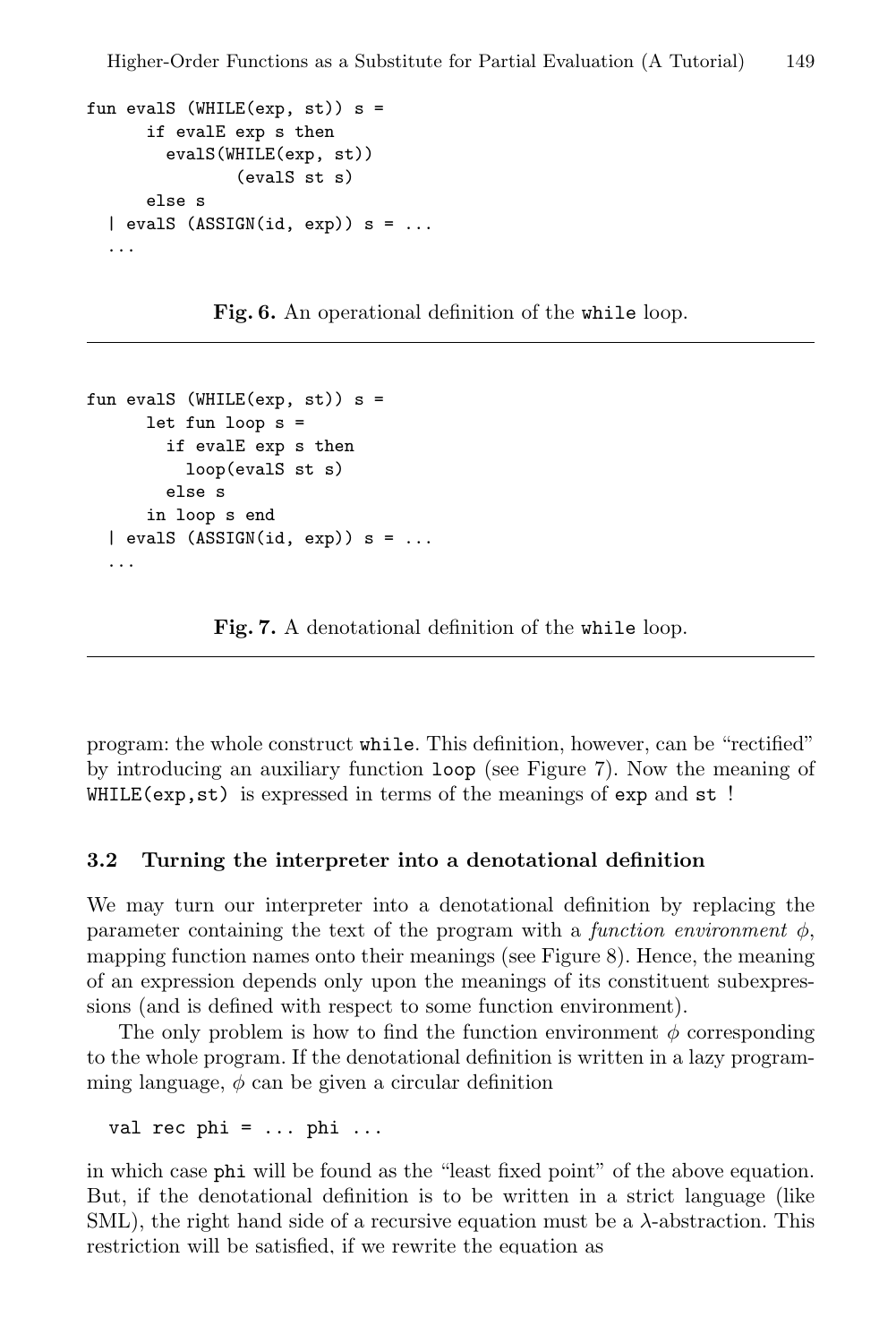```
fun evalS (WHILE(exp, st)) s =
      if evalE exp s then
        evalS(WHILE(exp, st))
             (evalS st s)
      else s
  | evalS (ASSIGN(id, exp)) s = ...
  ...
```

**Fig. 6.** An operational definition of the `while` loop.

```
fun evalS (WHILE(exp, st)) s =
      let fun loop s =
        if evalE exp s then
          loop(evalS st s)
        else s
      in loop s end
  | evalS (ASSIGN(id, exp)) s = ...
  ...
```

**Fig. 7.** A denotational definition of the `while` loop.

program: the whole construct `while`. This definition, however, can be "rectified" by introducing an auxiliary function `loop` (see Figure 7). Now the meaning of `WHILE(exp,st)` is expressed in terms of the meanings of `exp` and `st` !

### 3.2 Turning the interpreter into a denotational definition

We may turn our interpreter into a denotational definition by replacing the parameter containing the text of the program with a *function environment* $\phi$, mapping function names onto their meanings (see Figure 8). Hence, the meaning of an expression depends only upon the meanings of its constituent subexpressions (and is defined with respect to some function environment).

The only problem is how to find the function environment $\phi$ corresponding to the whole program. If the denotational definition is written in a lazy programming language, $\phi$ can be given a circular definition

```
val rec phi = ... phi ...
```

in which case `phi` will be found as the "least fixed point" of the above equation. But, if the denotational definition is to be written in a strict language (like SML), the right hand side of a recursive equation must be a $\lambda$-abstraction. This restriction will be satisfied, if we rewrite the equation as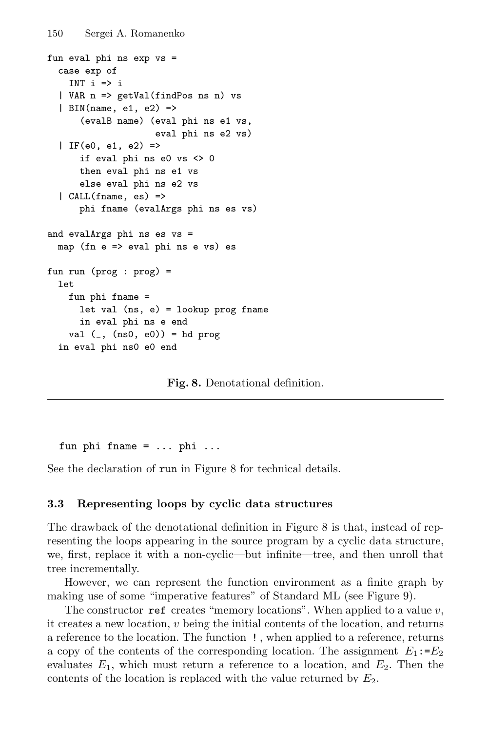```
fun eval phi ns exp vs =
  case exp of
    INT i => i
  | VAR n => getVal(findPos ns n) vs
  | BIN(name, e1, e2) =>
      (evalB name) (eval phi ns e1 vs,
                    eval phi ns e2 vs)
  | IF(e0, e1, e2) =>
      if eval phi ns e0 vs <> 0
      then eval phi ns e1 vs
      else eval phi ns e2 vs
  | CALL(fname, es) =>
      phi fname (evalArgs phi ns es vs)

and evalArgs phi ns es vs =
  map (fn e => eval phi ns e vs) es

fun run (prog : prog) =
  let
    fun phi fname =
      let val (ns, e) = lookup prog fname
      in eval phi ns e end
    val (_, (ns0, e0)) = hd prog
  in eval phi ns0 e0 end
```

**Fig. 8.** Denotational definition.

```
fun phi fname = ... phi ...
```

See the declaration of `run` in Figure 8 for technical details.

### 3.3 Representing loops by cyclic data structures

The drawback of the denotational definition in Figure 8 is that, instead of representing the loops appearing in the source program by a cyclic data structure, we, first, replace it with a non-cyclic—but infinite—tree, and then unroll that tree incrementally.

However, we can represent the function environment as a finite graph by making use of some "imperative features" of Standard ML (see Figure 9).

The constructor `ref` creates "memory locations". When applied to a value $v$, it creates a new location, $v$ being the initial contents of the location, and returns a reference to the location. The function `!`, when applied to a reference, returns a copy of the contents of the corresponding location. The assignment $E_1$`:=`$E_2$ evaluates $E_1$, which must return a reference to a location, and $E_2$. Then the contents of the location is replaced with the value returned by $E_2$.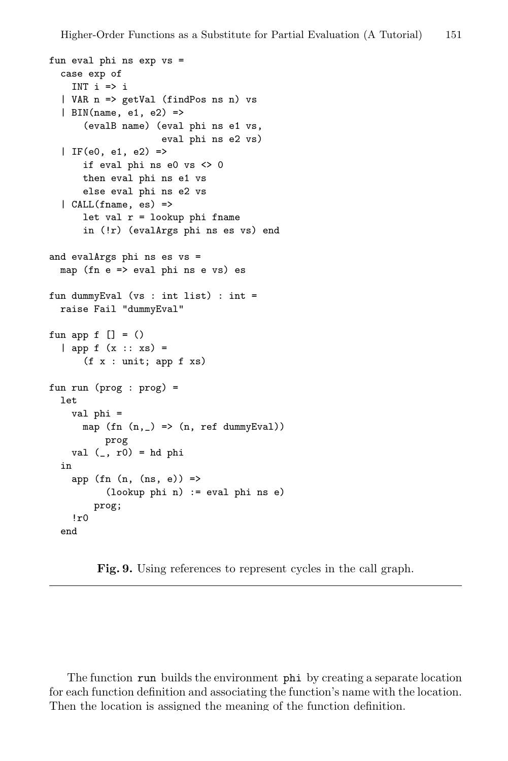```
fun eval phi ns exp vs =
  case exp of
    INT i => i
  | VAR n => getVal (findPos ns n) vs
  | BIN(name, e1, e2) =>
      (evalB name) (eval phi ns e1 vs,
                    eval phi ns e2 vs)
  | IF(e0, e1, e2) =>
      if eval phi ns e0 vs <> 0
      then eval phi ns e1 vs
      else eval phi ns e2 vs
  | CALL(fname, es) =>
      let val r = lookup phi fname
      in (!r) (evalArgs phi ns es vs) end

and evalArgs phi ns es vs =
  map (fn e => eval phi ns e vs) es

fun dummyEval (vs : int list) : int =
  raise Fail "dummyEval"

fun app f [] = ()
  | app f (x :: xs) =
      (f x : unit; app f xs)

fun run (prog : prog) =
  let
    val phi =
      map (fn (n,_) => (n, ref dummyEval))
          prog
    val (_, r0) = hd phi
  in
    app (fn (n, (ns, e)) =>
          (lookup phi n) := eval phi ns e)
        prog;
    !r0
  end
```

**Fig. 9.** Using references to represent cycles in the call graph.

The function `run` builds the environment `phi` by creating a separate location for each function definition and associating the function's name with the location. Then the location is assigned the meaning of the function definition.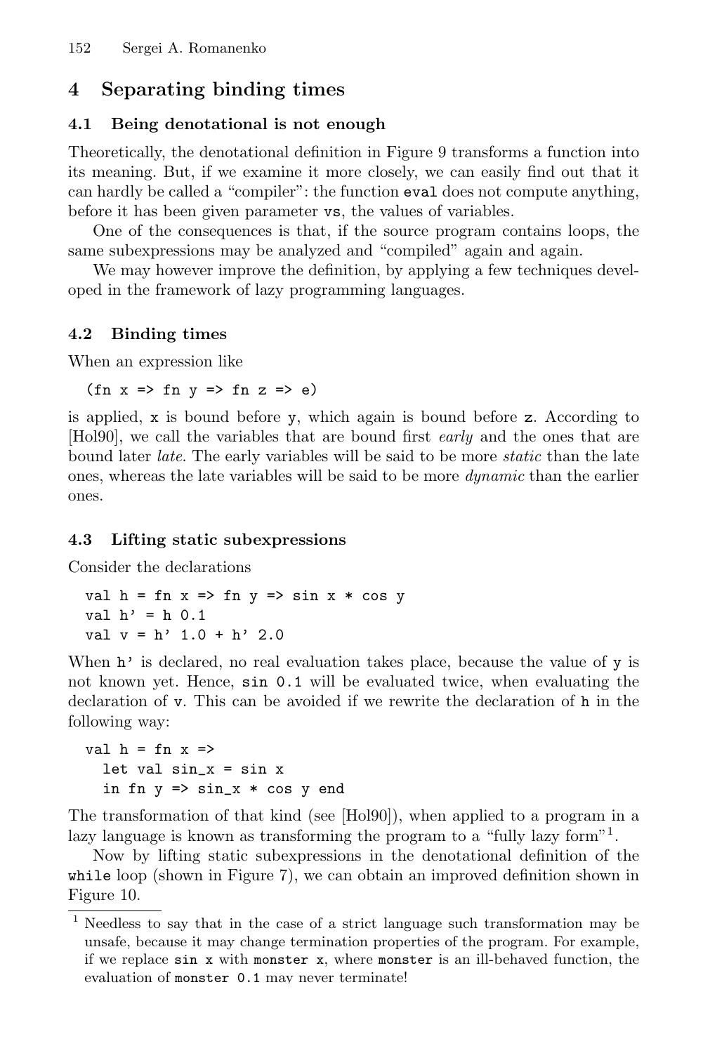## 4 Separating binding times

### 4.1 Being denotational is not enough

Theoretically, the denotational definition in Figure 9 transforms a function into its meaning. But, if we examine it more closely, we can easily find out that it can hardly be called a "compiler": the function `eval` does not compute anything, before it has been given parameter `vs`, the values of variables.

One of the consequences is that, if the source program contains loops, the same subexpressions may be analyzed and "compiled" again and again.

We may however improve the definition, by applying a few techniques developed in the framework of lazy programming languages.

### 4.2 Binding times

When an expression like

```
(fn x => fn y => fn z => e)
```

is applied, `x` is bound before `y`, which again is bound before `z`. According to [Hol90], we call the variables that are bound first *early* and the ones that are bound later *late*. The early variables will be said to be more *static* than the late ones, whereas the late variables will be said to be more *dynamic* than the earlier ones.

### 4.3 Lifting static subexpressions

Consider the declarations

```
val h = fn x => fn y => sin x * cos y
val h' = h 0.1
val v = h' 1.0 + h' 2.0
```

When `h'` is declared, no real evaluation takes place, because the value of `y` is not known yet. Hence, `sin 0.1` will be evaluated twice, when evaluating the declaration of `v`. This can be avoided if we rewrite the declaration of `h` in the following way:

```
val h = fn x =>
  let val sin_x = sin x
  in fn y => sin_x * cos y end
```

The transformation of that kind (see [Hol90]), when applied to a program in a lazy language is known as transforming the program to a "fully lazy form"[1].

Now by lifting static subexpressions in the denotational definition of the `while` loop (shown in Figure 7), we can obtain an improved definition shown in Figure 10.

[1] Needless to say that in the case of a strict language such transformation may be unsafe, because it may change termination properties of the program. For example, if we replace `sin x` with `monster x`, where `monster` is an ill-behaved function, the evaluation of `monster 0.1` may never terminate!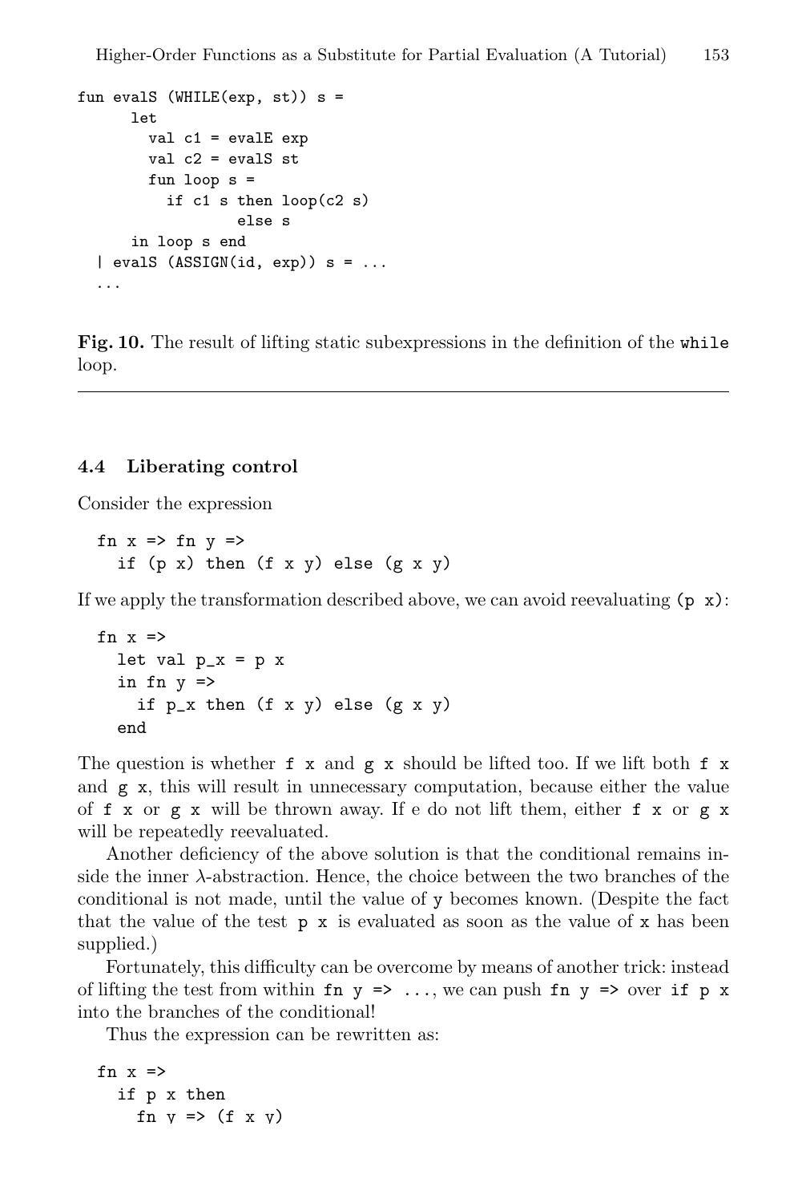```
fun evalS (WHILE(exp, st)) s =
      let
        val c1 = evalE exp
        val c2 = evalS st
        fun loop s =
          if c1 s then loop(c2 s)
                  else s
      in loop s end
  | evalS (ASSIGN(id, exp)) s = ...
  ...
```

**Fig. 10.** The result of lifting static subexpressions in the definition of the `while` loop.

### 4.4 Liberating control

Consider the expression

```
fn x => fn y =>
  if (p x) then (f x y) else (g x y)
```

If we apply the transformation described above, we can avoid reevaluating `(p x)`:

```
fn x =>
  let val p_x = p x
  in fn y =>
    if p_x then (f x y) else (g x y)
  end
```

The question is whether `f x` and `g x` should be lifted too. If we lift both `f x` and `g x`, this will result in unnecessary computation, because either the value of `f x` or `g x` will be thrown away. If e do not lift them, either `f x` or `g x` will be repeatedly reevaluated.

Another deficiency of the above solution is that the conditional remains inside the inner λ-abstraction. Hence, the choice between the two branches of the conditional is not made, until the value of `y` becomes known. (Despite the fact that the value of the test `p x` is evaluated as soon as the value of `x` has been supplied.)

Fortunately, this difficulty can be overcome by means of another trick: instead of lifting the test from within `fn y => ...`, we can push `fn y =>` over `if p x` into the branches of the conditional!

Thus the expression can be rewritten as:

```
fn x =>
  if p x then
    fn y => (f x y)
```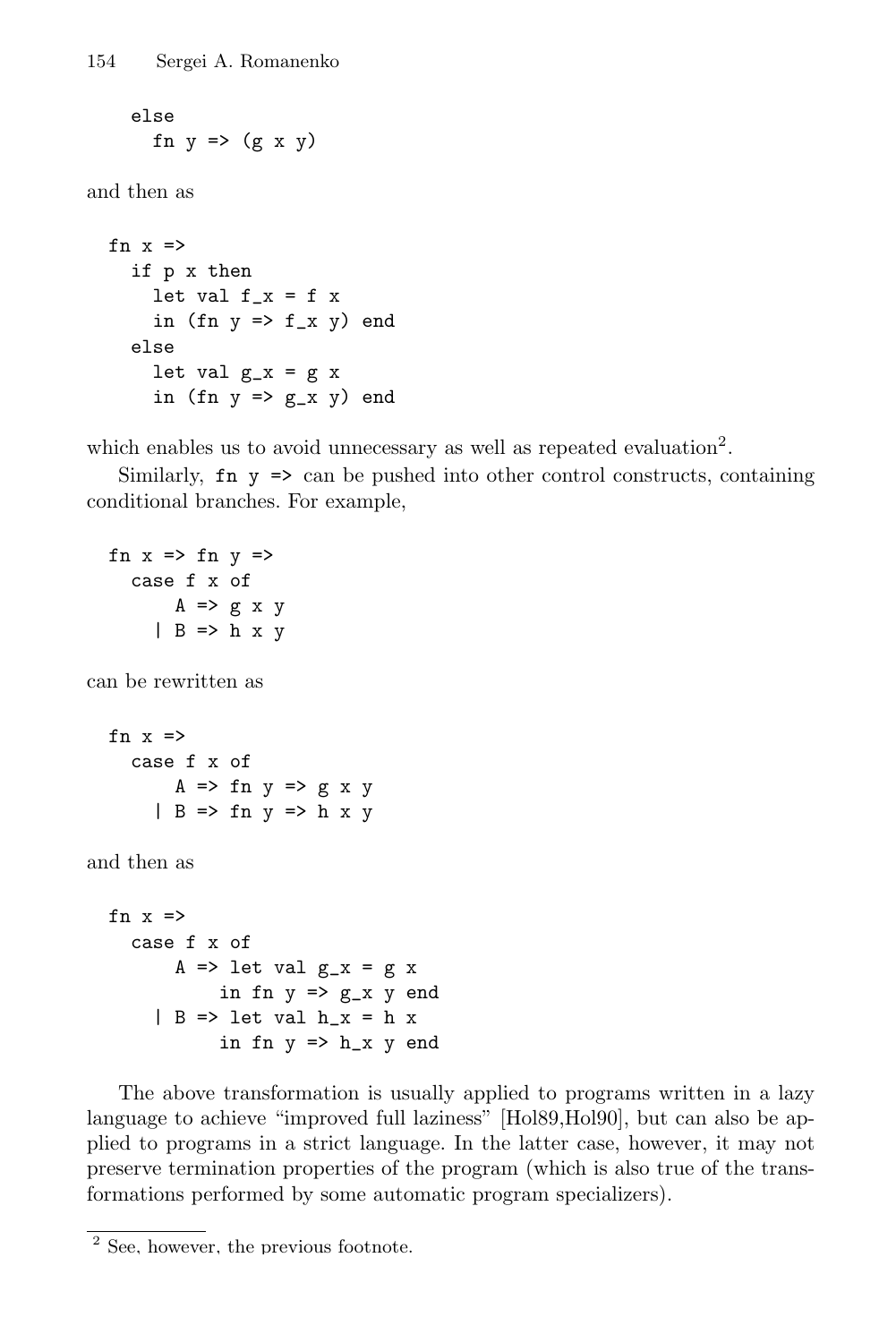```
    else
      fn y => (g x y)
```

and then as

```
  fn x =>
    if p x then
      let val f_x = f x
      in (fn y => f_x y) end
    else
      let val g_x = g x
      in (fn y => g_x y) end
```

which enables us to avoid unnecessary as well as repeated evaluation[2].

Similarly, `fn y =>` can be pushed into other control constructs, containing conditional branches. For example,

```
  fn x => fn y =>
    case f x of
        A => g x y
      | B => h x y
```

can be rewritten as

```
  fn x =>
    case f x of
        A => fn y => g x y
      | B => fn y => h x y
```

and then as

```
  fn x =>
    case f x of
        A => let val g_x = g x
             in fn y => g_x y end
      | B => let val h_x = h x
             in fn y => h_x y end
```

The above transformation is usually applied to programs written in a lazy language to achieve "improved full laziness" [Hol89,Hol90], but can also be applied to programs in a strict language. In the latter case, however, it may not preserve termination properties of the program (which is also true of the transformations performed by some automatic program specializers).

[2] See, however, the previous footnote.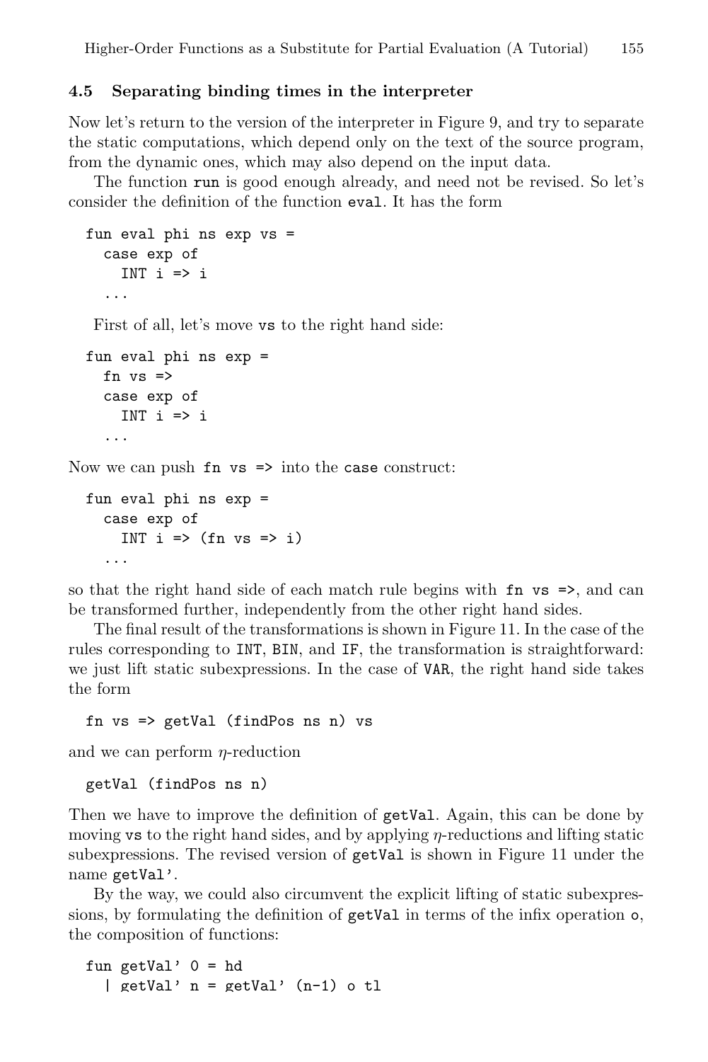### 4.5 Separating binding times in the interpreter

Now let's return to the version of the interpreter in Figure 9, and try to separate the static computations, which depend only on the text of the source program, from the dynamic ones, which may also depend on the input data.

The function `run` is good enough already, and need not be revised. So let's consider the definition of the function `eval`. It has the form

```
fun eval phi ns exp vs =
  case exp of
    INT i => i
  ...
```

First of all, let's move `vs` to the right hand side:

```
fun eval phi ns exp =
  fn vs =>
  case exp of
    INT i => i
  ...
```

Now we can push `fn vs =>` into the `case` construct:

```
fun eval phi ns exp =
  case exp of
    INT i => (fn vs => i)
  ...
```

so that the right hand side of each match rule begins with `fn vs =>`, and can be transformed further, independently from the other right hand sides.

The final result of the transformations is shown in Figure 11. In the case of the rules corresponding to `INT`, `BIN`, and `IF`, the transformation is straightforward: we just lift static subexpressions. In the case of `VAR`, the right hand side takes the form

```
fn vs => getVal (findPos ns n) vs
```

and we can perform $\eta$-reduction

```
getVal (findPos ns n)
```

Then we have to improve the definition of `getVal`. Again, this can be done by moving `vs` to the right hand sides, and by applying $\eta$-reductions and lifting static subexpressions. The revised version of `getVal` is shown in Figure 11 under the name `getVal'`.

By the way, we could also circumvent the explicit lifting of static subexpressions, by formulating the definition of `getVal` in terms of the infix operation `o`, the composition of functions:

```
fun getVal' 0 = hd
  | getVal' n = getVal' (n-1) o tl
```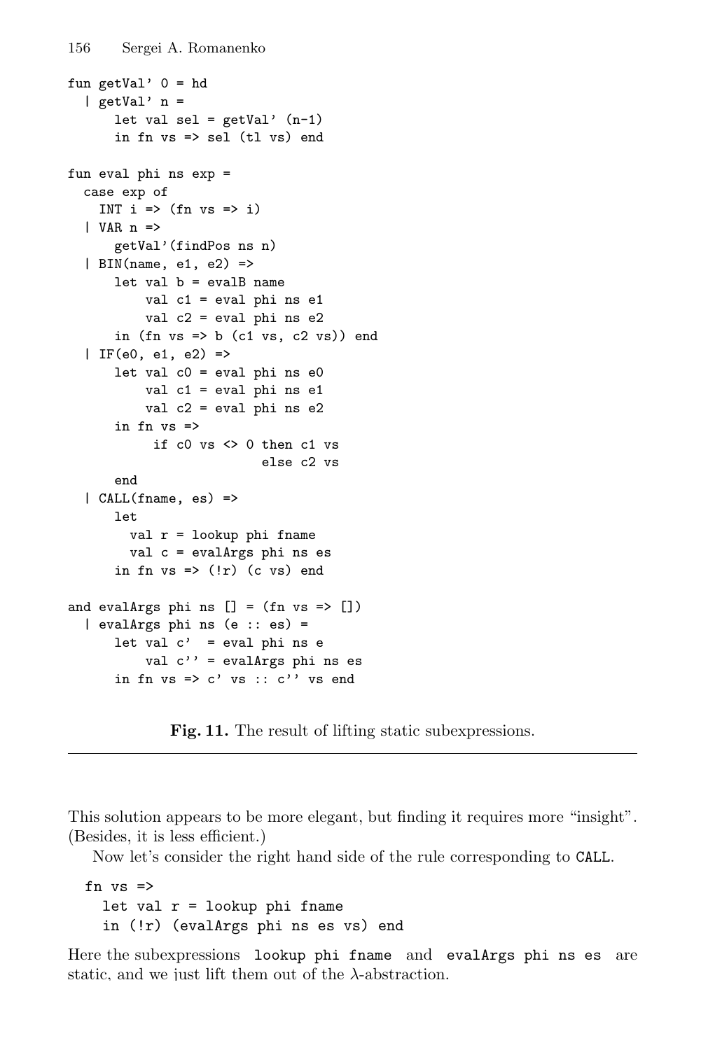```
fun getVal' 0 = hd
  | getVal' n =
      let val sel = getVal' (n-1)
      in fn vs => sel (tl vs) end

fun eval phi ns exp =
  case exp of
    INT i => (fn vs => i)
  | VAR n =>
      getVal'(findPos ns n)
  | BIN(name, e1, e2) =>
      let val b = evalB name
          val c1 = eval phi ns e1
          val c2 = eval phi ns e2
      in (fn vs => b (c1 vs, c2 vs)) end
  | IF(e0, e1, e2) =>
      let val c0 = eval phi ns e0
          val c1 = eval phi ns e1
          val c2 = eval phi ns e2
      in fn vs =>
           if c0 vs <> 0 then c1 vs
                         else c2 vs
      end
  | CALL(fname, es) =>
      let
        val r = lookup phi fname
        val c = evalArgs phi ns es
      in fn vs => (!r) (c vs) end

and evalArgs phi ns [] = (fn vs => [])
  | evalArgs phi ns (e :: es) =
      let val c'  = eval phi ns e
          val c'' = evalArgs phi ns es
      in fn vs => c' vs :: c'' vs end
```

**Fig. 11.** The result of lifting static subexpressions.

This solution appears to be more elegant, but finding it requires more "insight". (Besides, it is less efficient.)

Now let's consider the right hand side of the rule corresponding to `CALL`.

```
fn vs =>
  let val r = lookup phi fname
  in (!r) (evalArgs phi ns es vs) end
```

Here the subexpressions `lookup phi fname` and `evalArgs phi ns es` are static, and we just lift them out of the λ-abstraction.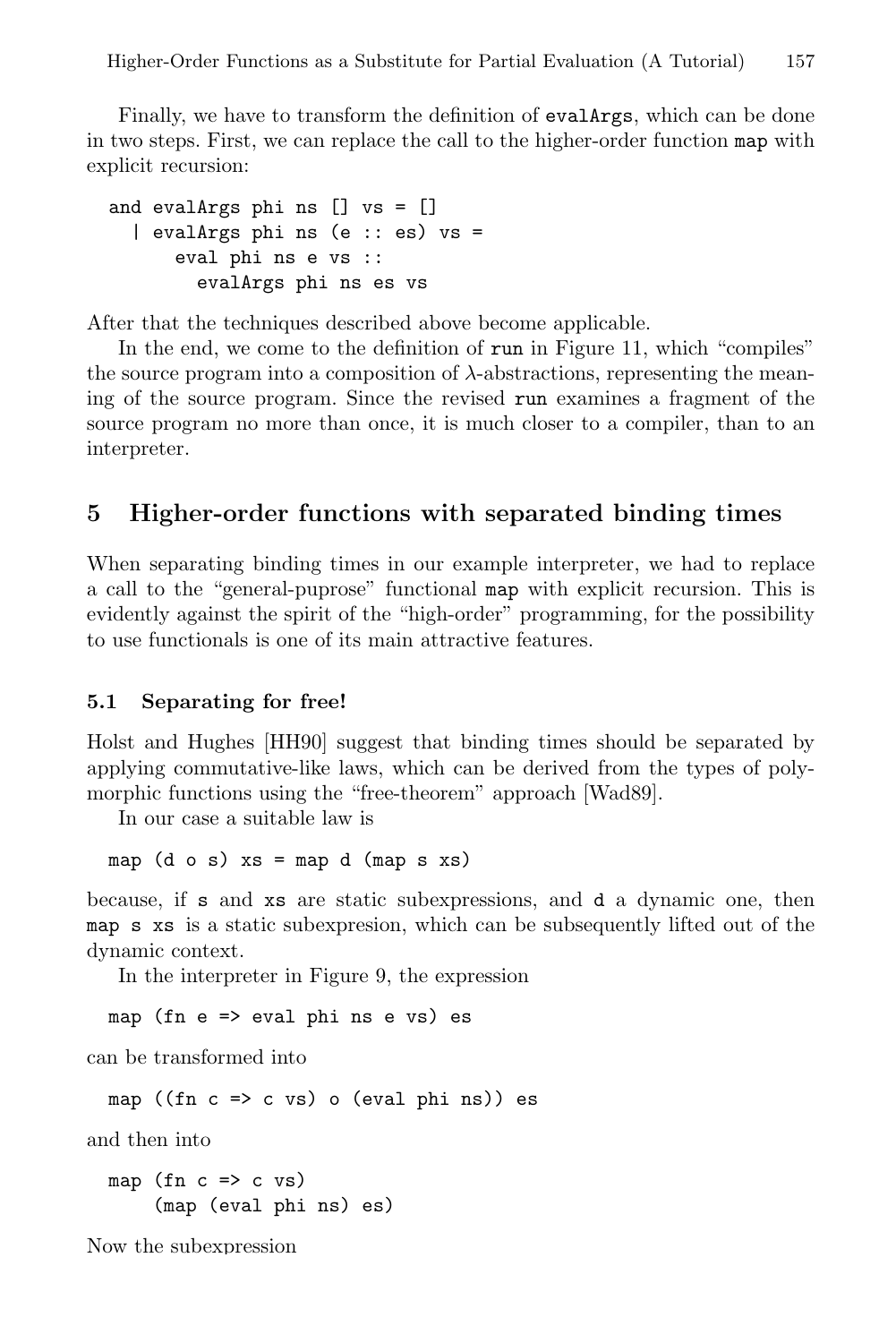Finally, we have to transform the definition of `evalArgs`, which can be done in two steps. First, we can replace the call to the higher-order function `map` with explicit recursion:

```
and evalArgs phi ns [] vs = []
  | evalArgs phi ns (e :: es) vs =
      eval phi ns e vs ::
        evalArgs phi ns es vs
```

After that the techniques described above become applicable.

In the end, we come to the definition of `run` in Figure 11, which "compiles" the source program into a composition of λ-abstractions, representing the meaning of the source program. Since the revised `run` examines a fragment of the source program no more than once, it is much closer to a compiler, than to an interpreter.

## 5 Higher-order functions with separated binding times

When separating binding times in our example interpreter, we had to replace a call to the "general-puprose" functional `map` with explicit recursion. This is evidently against the spirit of the "high-order" programming, for the possibility to use functionals is one of its main attractive features.

### 5.1 Separating for free!

Holst and Hughes [HH90] suggest that binding times should be separated by applying commutative-like laws, which can be derived from the types of polymorphic functions using the "free-theorem" approach [Wad89].

In our case a suitable law is

```
map (d o s) xs = map d (map s xs)
```

because, if `s` and `xs` are static subexpressions, and `d` a dynamic one, then `map s xs` is a static subexpresion, which can be subsequently lifted out of the dynamic context.

In the interpreter in Figure 9, the expression

```
map (fn e => eval phi ns e vs) es
```

can be transformed into

```
map ((fn c => c vs) o (eval phi ns)) es
```

and then into

```
map (fn c => c vs)
    (map (eval phi ns) es)
```

Now the subexpression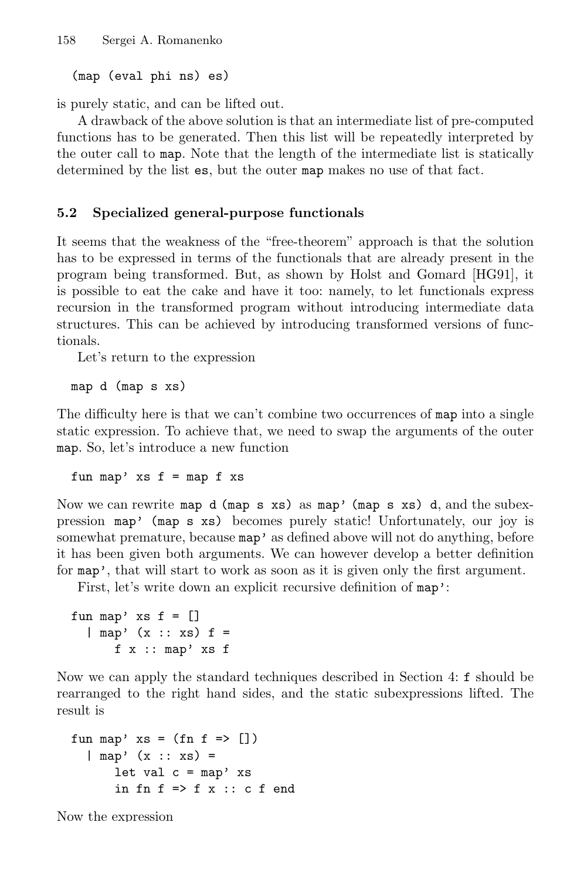```
(map (eval phi ns) es)
```

is purely static, and can be lifted out.

A drawback of the above solution is that an intermediate list of pre-computed functions has to be generated. Then this list will be repeatedly interpreted by the outer call to `map`. Note that the length of the intermediate list is statically determined by the list `es`, but the outer `map` makes no use of that fact.

### 5.2 Specialized general-purpose functionals

It seems that the weakness of the "free-theorem" approach is that the solution has to be expressed in terms of the functionals that are already present in the program being transformed. But, as shown by Holst and Gomard [HG91], it is possible to eat the cake and have it too: namely, to let functionals express recursion in the transformed program without introducing intermediate data structures. This can be achieved by introducing transformed versions of functionals.

Let's return to the expression

```
map d (map s xs)
```

The difficulty here is that we can't combine two occurrences of `map` into a single static expression. To achieve that, we need to swap the arguments of the outer `map`. So, let's introduce a new function

```
fun map' xs f = map f xs
```

Now we can rewrite `map d (map s xs)` as `map' (map s xs) d`, and the subexpression `map' (map s xs)` becomes purely static! Unfortunately, our joy is somewhat premature, because `map'` as defined above will not do anything, before it has been given both arguments. We can however develop a better definition for `map'`, that will start to work as soon as it is given only the first argument.

First, let's write down an explicit recursive definition of `map'`:

```
fun map' xs f = []
  | map' (x :: xs) f =
      f x :: map' xs f
```

Now we can apply the standard techniques described in Section 4: `f` should be rearranged to the right hand sides, and the static subexpressions lifted. The result is

```
fun map' xs = (fn f => [])
  | map' (x :: xs) =
      let val c = map' xs
      in fn f => f x :: c f end
```

Now the expression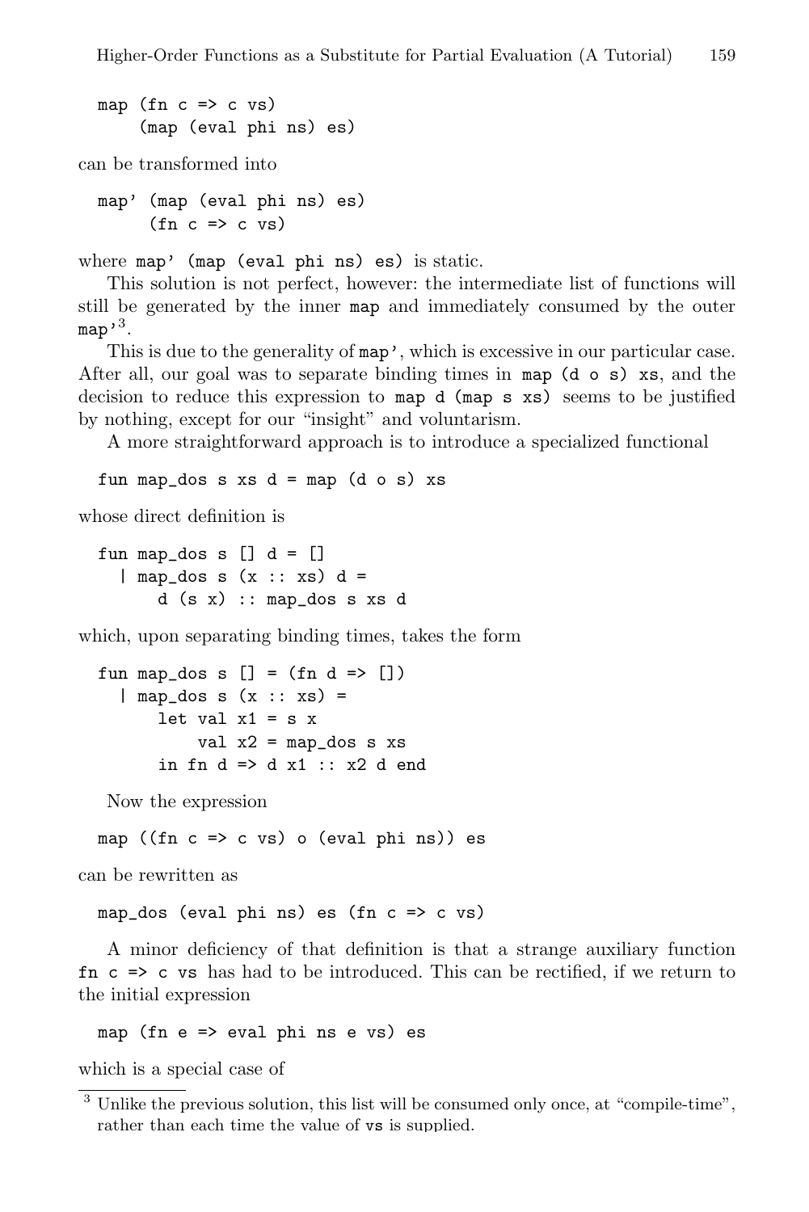```
map (fn c => c vs)
    (map (eval phi ns) es)
```

can be transformed into

```
map' (map (eval phi ns) es)
     (fn c => c vs)
```

where `map' (map (eval phi ns) es)` is static.

This solution is not perfect, however: the intermediate list of functions will still be generated by the inner `map` and immediately consumed by the outer `map'`[3].

This is due to the generality of `map'`, which is excessive in our particular case. After all, our goal was to separate binding times in `map (d o s) xs`, and the decision to reduce this expression to `map d (map s xs)` seems to be justified by nothing, except for our "insight" and voluntarism.

A more straightforward approach is to introduce a specialized functional

```
fun map_dos s xs d = map (d o s) xs
```

whose direct definition is

```
fun map_dos s [] d = []
  | map_dos s (x :: xs) d =
      d (s x) :: map_dos s xs d
```

which, upon separating binding times, takes the form

```
fun map_dos s [] = (fn d => [])
  | map_dos s (x :: xs) =
      let val x1 = s x
          val x2 = map_dos s xs
      in fn d => d x1 :: x2 d end
```

Now the expression

```
map ((fn c => c vs) o (eval phi ns)) es
```

can be rewritten as

```
map_dos (eval phi ns) es (fn c => c vs)
```

A minor deficiency of that definition is that a strange auxiliary function `fn c => c vs` has had to be introduced. This can be rectified, if we return to the initial expression

```
map (fn e => eval phi ns e vs) es
```

which is a special case of

[3] Unlike the previous solution, this list will be consumed only once, at "compile-time", rather than each time the value of `vs` is supplied.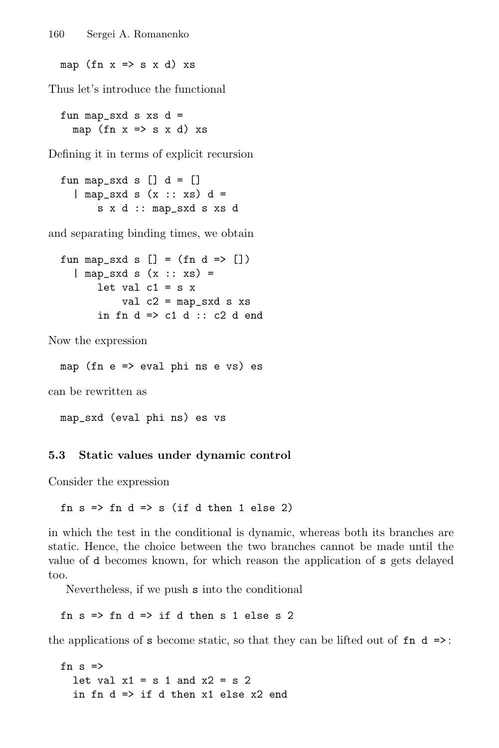```
map (fn x => s x d) xs
```

Thus let's introduce the functional

```
fun map_sxd s xs d =
  map (fn x => s x d) xs
```

Defining it in terms of explicit recursion

```
fun map_sxd s [] d = []
  | map_sxd s (x :: xs) d =
      s x d :: map_sxd s xs d
```

and separating binding times, we obtain

```
fun map_sxd s [] = (fn d => [])
  | map_sxd s (x :: xs) =
      let val c1 = s x
          val c2 = map_sxd s xs
      in fn d => c1 d :: c2 d end
```

Now the expression

```
map (fn e => eval phi ns e vs) es
```

can be rewritten as

```
map_sxd (eval phi ns) es vs
```

### 5.3 Static values under dynamic control

Consider the expression

```
fn s => fn d => s (if d then 1 else 2)
```

in which the test in the conditional is dynamic, whereas both its branches are static. Hence, the choice between the two branches cannot be made until the value of d becomes known, for which reason the application of s gets delayed too.

Nevertheless, if we push s into the conditional

```
fn s => fn d => if d then s 1 else s 2
```

the applications of s become static, so that they can be lifted out of `fn d =>`:

```
fn s =>
  let val x1 = s 1 and x2 = s 2
  in fn d => if d then x1 else x2 end
```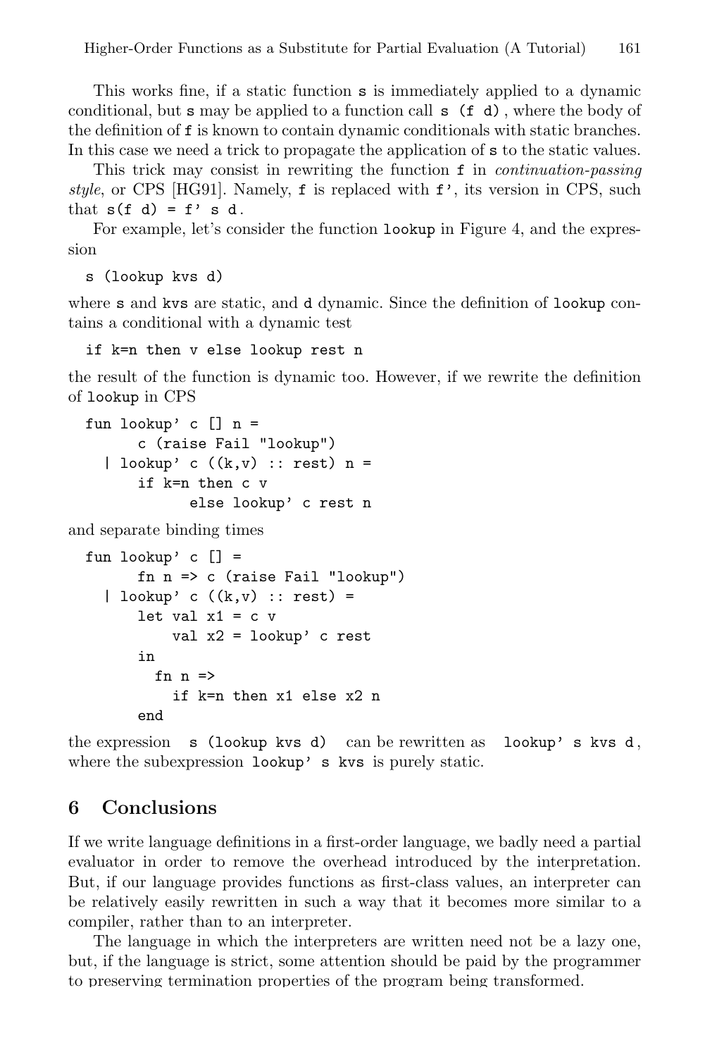This works fine, if a static function `s` is immediately applied to a dynamic conditional, but `s` may be applied to a function call `s (f d)`, where the body of the definition of `f` is known to contain dynamic conditionals with static branches. In this case we need a trick to propagate the application of `s` to the static values.

This trick may consist in rewriting the function `f` in *continuation-passing style*, or CPS [HG91]. Namely, `f` is replaced with `f'`, its version in CPS, such that `s(f d) = f' s d`.

For example, let's consider the function `lookup` in Figure 4, and the expression

```
s (lookup kvs d)
```

where `s` and `kvs` are static, and `d` dynamic. Since the definition of `lookup` contains a conditional with a dynamic test

```
if k=n then v else lookup rest n
```

the result of the function is dynamic too. However, if we rewrite the definition of `lookup` in CPS

```
fun lookup' c [] n =
      c (raise Fail "lookup")
  | lookup' c ((k,v) :: rest) n =
      if k=n then c v
             else lookup' c rest n
```

and separate binding times

```
fun lookup' c [] =
      fn n => c (raise Fail "lookup")
  | lookup' c ((k,v) :: rest) =
      let val x1 = c v
          val x2 = lookup' c rest
      in
        fn n =>
          if k=n then x1 else x2 n
      end
```

the expression `s (lookup kvs d)` can be rewritten as `lookup' s kvs d`, where the subexpression `lookup' s kvs` is purely static.

## 6 Conclusions

If we write language definitions in a first-order language, we badly need a partial evaluator in order to remove the overhead introduced by the interpretation. But, if our language provides functions as first-class values, an interpreter can be relatively easily rewritten in such a way that it becomes more similar to a compiler, rather than to an interpreter.

The language in which the interpreters are written need not be a lazy one, but, if the language is strict, some attention should be paid by the programmer to preserving termination properties of the program being transformed.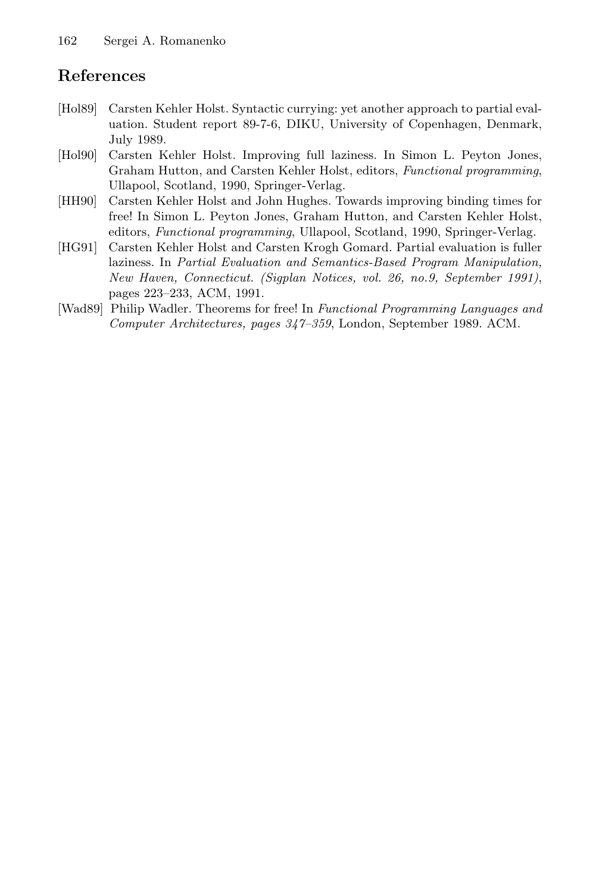## References

- [Hol89] Carsten Kehler Holst. Syntactic currying: yet another approach to partial evaluation. Student report 89-7-6, DIKU, University of Copenhagen, Denmark, July 1989.
- [Hol90] Carsten Kehler Holst. Improving full laziness. In Simon L. Peyton Jones, Graham Hutton, and Carsten Kehler Holst, editors, *Functional programming*, Ullapool, Scotland, 1990, Springer-Verlag.
- [HH90] Carsten Kehler Holst and John Hughes. Towards improving binding times for free! In Simon L. Peyton Jones, Graham Hutton, and Carsten Kehler Holst, editors, *Functional programming*, Ullapool, Scotland, 1990, Springer-Verlag.
- [HG91] Carsten Kehler Holst and Carsten Krogh Gomard. Partial evaluation is fuller laziness. In *Partial Evaluation and Semantics-Based Program Manipulation, New Haven, Connecticut. (Sigplan Notices, vol. 26, no.9, September 1991)*, pages 223–233, ACM, 1991.
- [Wad89] Philip Wadler. Theorems for free! In *Functional Programming Languages and Computer Architectures, pages 347–359*, London, September 1989. ACM.